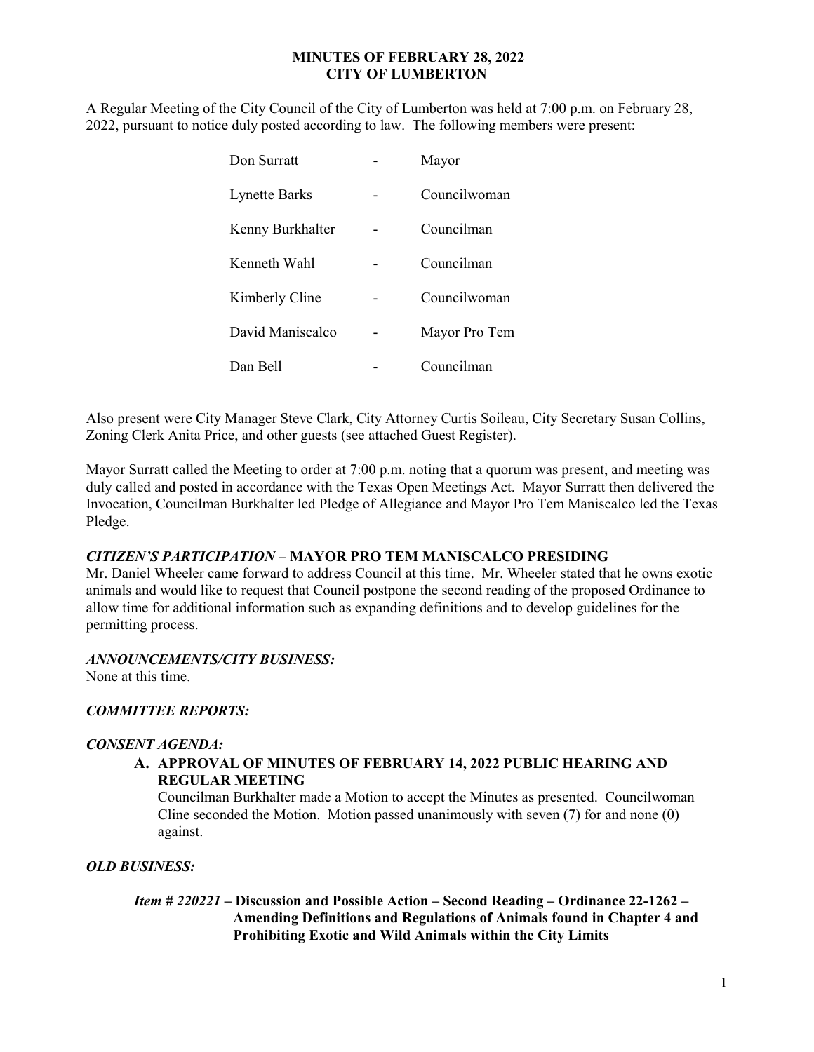# MINUTES OF FEBRUARY 28, 2022
# CITY OF LUMBERTON

A Regular Meeting of the City Council of the City of Lumberton was held at 7:00 p.m. on February 28, 2022, pursuant to notice duly posted according to law. The following members were present:

| | | |
|---|---|---|
| Don Surratt | - | Mayor |
| Lynette Barks | - | Councilwoman |
| Kenny Burkhalter | - | Councilman |
| Kenneth Wahl | - | Councilman |
| Kimberly Cline | - | Councilwoman |
| David Maniscalco | - | Mayor Pro Tem |
| Dan Bell | - | Councilman |

Also present were City Manager Steve Clark, City Attorney Curtis Soileau, City Secretary Susan Collins, Zoning Clerk Anita Price, and other guests (see attached Guest Register).

Mayor Surratt called the Meeting to order at 7:00 p.m. noting that a quorum was present, and meeting was duly called and posted in accordance with the Texas Open Meetings Act. Mayor Surratt then delivered the Invocation, Councilman Burkhalter led Pledge of Allegiance and Mayor Pro Tem Maniscalco led the Texas Pledge.

***CITIZEN'S PARTICIPATION* – MAYOR PRO TEM MANISCALCO PRESIDING**

Mr. Daniel Wheeler came forward to address Council at this time. Mr. Wheeler stated that he owns exotic animals and would like to request that Council postpone the second reading of the proposed Ordinance to allow time for additional information such as expanding definitions and to develop guidelines for the permitting process.

***ANNOUNCEMENTS/CITY BUSINESS:***

None at this time.

***COMMITTEE REPORTS:***

***CONSENT AGENDA:***

**A. APPROVAL OF MINUTES OF FEBRUARY 14, 2022 PUBLIC HEARING AND REGULAR MEETING**

Councilman Burkhalter made a Motion to accept the Minutes as presented. Councilwoman Cline seconded the Motion. Motion passed unanimously with seven (7) for and none (0) against.

***OLD BUSINESS:***

***Item # 220221* – Discussion and Possible Action – Second Reading – Ordinance 22-1262 – Amending Definitions and Regulations of Animals found in Chapter 4 and Prohibiting Exotic and Wild Animals within the City Limits**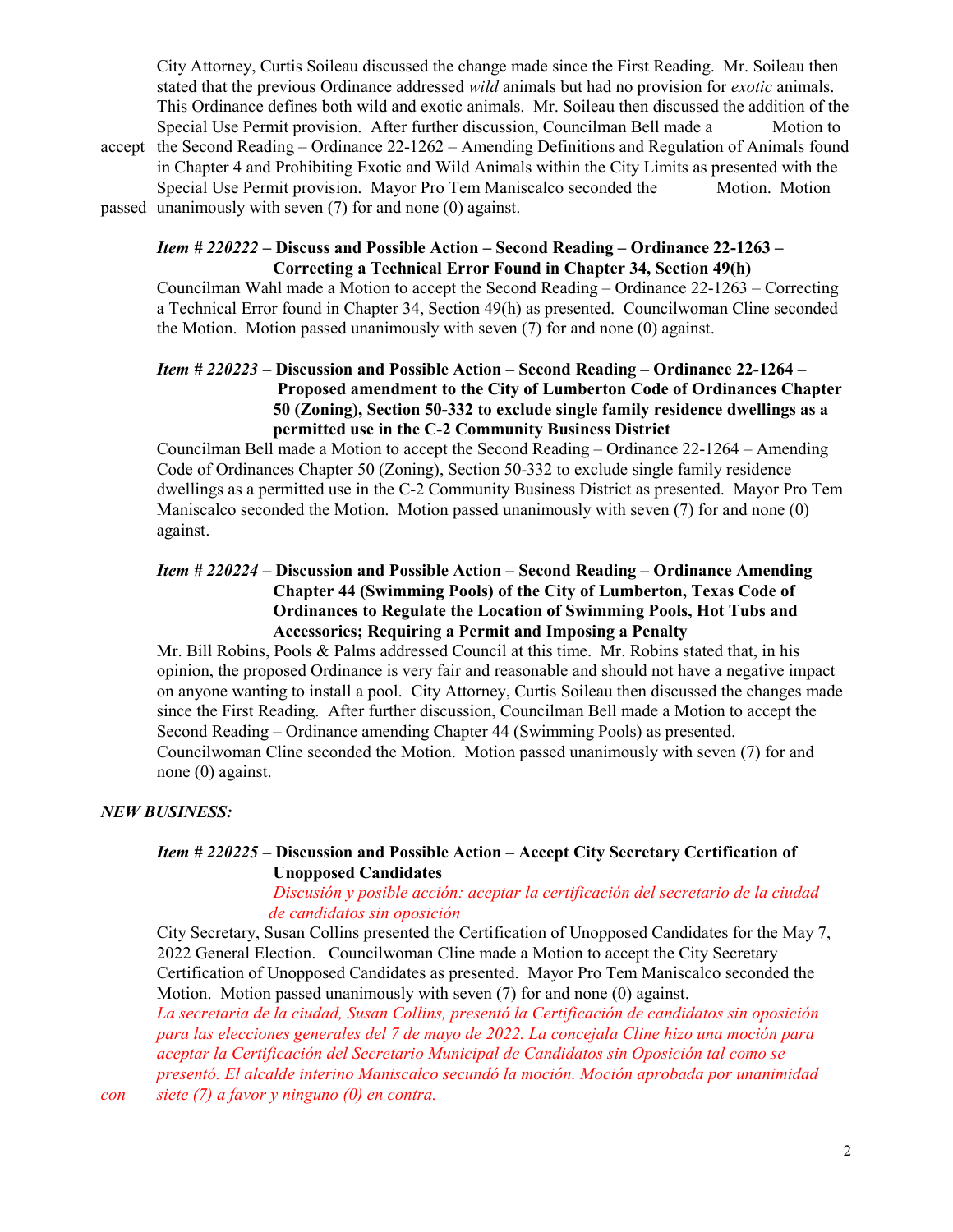City Attorney, Curtis Soileau discussed the change made since the First Reading. Mr. Soileau then stated that the previous Ordinance addressed *wild* animals but had no provision for *exotic* animals. This Ordinance defines both wild and exotic animals. Mr. Soileau then discussed the addition of the Special Use Permit provision. After further discussion, Councilman Bell made a Motion to accept the Second Reading – Ordinance 22-1262 – Amending Definitions and Regulation of Animals found in Chapter 4 and Prohibiting Exotic and Wild Animals within the City Limits as presented with the Special Use Permit provision. Mayor Pro Tem Maniscalco seconded the Motion. Motion passed unanimously with seven (7) for and none (0) against.

***Item # 220222* – Discuss and Possible Action – Second Reading – Ordinance 22-1263 – Correcting a Technical Error Found in Chapter 34, Section 49(h)**

Councilman Wahl made a Motion to accept the Second Reading – Ordinance 22-1263 – Correcting a Technical Error found in Chapter 34, Section 49(h) as presented. Councilwoman Cline seconded the Motion. Motion passed unanimously with seven (7) for and none (0) against.

***Item # 220223* – Discussion and Possible Action – Second Reading – Ordinance 22-1264 – Proposed amendment to the City of Lumberton Code of Ordinances Chapter 50 (Zoning), Section 50-332 to exclude single family residence dwellings as a permitted use in the C-2 Community Business District**

Councilman Bell made a Motion to accept the Second Reading – Ordinance 22-1264 – Amending Code of Ordinances Chapter 50 (Zoning), Section 50-332 to exclude single family residence dwellings as a permitted use in the C-2 Community Business District as presented. Mayor Pro Tem Maniscalco seconded the Motion. Motion passed unanimously with seven (7) for and none (0) against.

***Item # 220224* – Discussion and Possible Action – Second Reading – Ordinance Amending Chapter 44 (Swimming Pools) of the City of Lumberton, Texas Code of Ordinances to Regulate the Location of Swimming Pools, Hot Tubs and Accessories; Requiring a Permit and Imposing a Penalty**

Mr. Bill Robins, Pools & Palms addressed Council at this time. Mr. Robins stated that, in his opinion, the proposed Ordinance is very fair and reasonable and should not have a negative impact on anyone wanting to install a pool. City Attorney, Curtis Soileau then discussed the changes made since the First Reading. After further discussion, Councilman Bell made a Motion to accept the Second Reading – Ordinance amending Chapter 44 (Swimming Pools) as presented. Councilwoman Cline seconded the Motion. Motion passed unanimously with seven (7) for and none (0) against.

***NEW BUSINESS:***

***Item # 220225* – Discussion and Possible Action – Accept City Secretary Certification of Unopposed Candidates**

*Discusión y posible acción: aceptar la certificación del secretario de la ciudad de candidatos sin oposición*

City Secretary, Susan Collins presented the Certification of Unopposed Candidates for the May 7, 2022 General Election. Councilwoman Cline made a Motion to accept the City Secretary Certification of Unopposed Candidates as presented. Mayor Pro Tem Maniscalco seconded the Motion. Motion passed unanimously with seven (7) for and none (0) against.

*La secretaria de la ciudad, Susan Collins, presentó la Certificación de candidatos sin oposición para las elecciones generales del 7 de mayo de 2022. La concejala Cline hizo una moción para aceptar la Certificación del Secretario Municipal de Candidatos sin Oposición tal como se presentó. El alcalde interino Maniscalco secundó la moción. Moción aprobada por unanimidad con siete (7) a favor y ninguno (0) en contra.*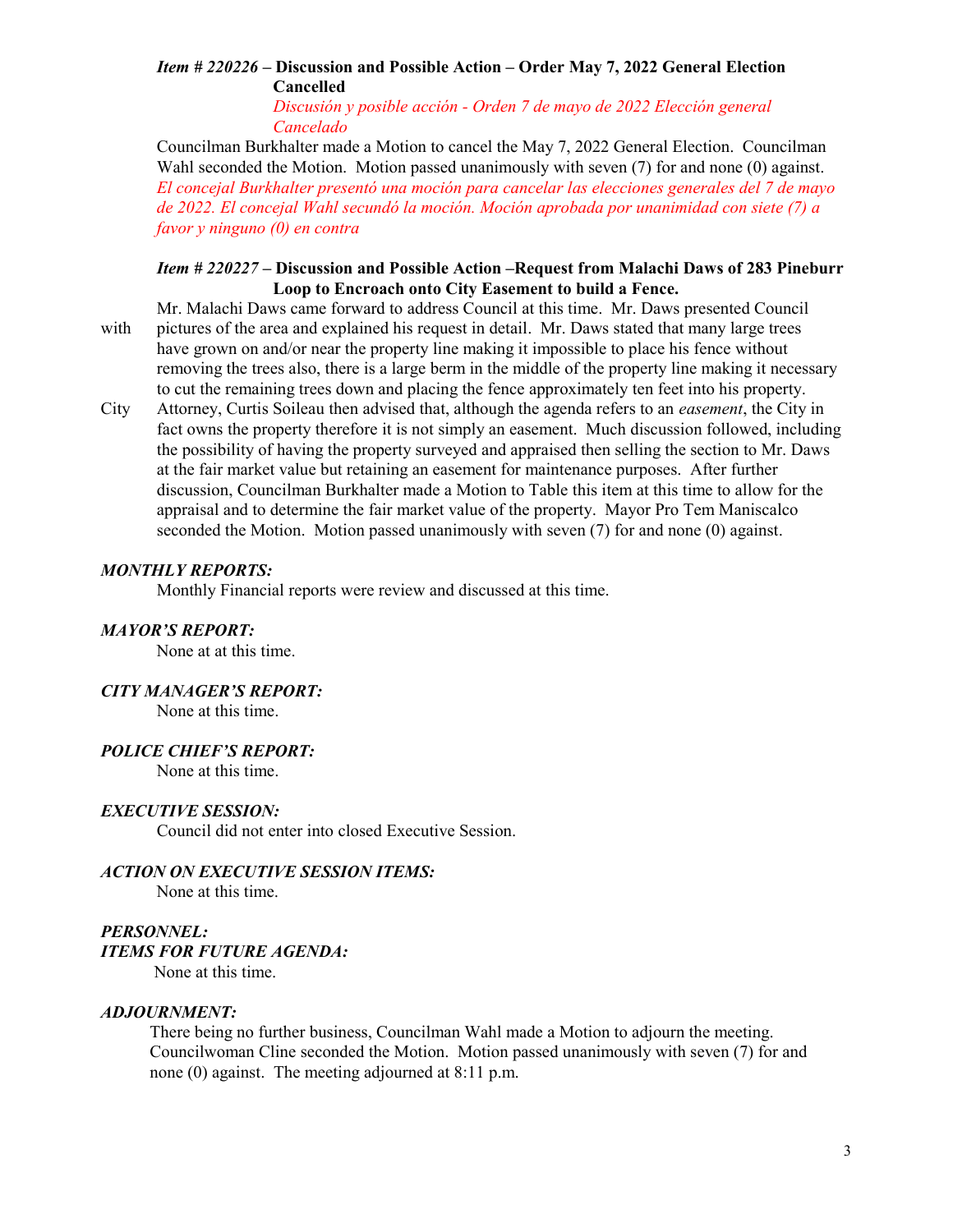***Item # 220226*** **– Discussion and Possible Action – Order May 7, 2022 General Election Cancelled**

*Discusión y posible acción - Orden 7 de mayo de 2022 Elección general Cancelado*

Councilman Burkhalter made a Motion to cancel the May 7, 2022 General Election. Councilman Wahl seconded the Motion. Motion passed unanimously with seven (7) for and none (0) against. *El concejal Burkhalter presentó una moción para cancelar las elecciones generales del 7 de mayo de 2022. El concejal Wahl secundó la moción. Moción aprobada por unanimidad con siete (7) a favor y ninguno (0) en contra*

***Item # 220227*** **– Discussion and Possible Action –Request from Malachi Daws of 283 Pineburr Loop to Encroach onto City Easement to build a Fence.**

Mr. Malachi Daws came forward to address Council at this time. Mr. Daws presented Council with pictures of the area and explained his request in detail. Mr. Daws stated that many large trees have grown on and/or near the property line making it impossible to place his fence without removing the trees also, there is a large berm in the middle of the property line making it necessary to cut the remaining trees down and placing the fence approximately ten feet into his property. City Attorney, Curtis Soileau then advised that, although the agenda refers to an *easement*, the City in fact owns the property therefore it is not simply an easement. Much discussion followed, including the possibility of having the property surveyed and appraised then selling the section to Mr. Daws at the fair market value but retaining an easement for maintenance purposes. After further discussion, Councilman Burkhalter made a Motion to Table this item at this time to allow for the appraisal and to determine the fair market value of the property. Mayor Pro Tem Maniscalco seconded the Motion. Motion passed unanimously with seven (7) for and none (0) against.

***MONTHLY REPORTS:***

Monthly Financial reports were review and discussed at this time.

***MAYOR'S REPORT:***

None at at this time.

***CITY MANAGER'S REPORT:***

None at this time.

***POLICE CHIEF'S REPORT:***

None at this time.

***EXECUTIVE SESSION:***

Council did not enter into closed Executive Session.

***ACTION ON EXECUTIVE SESSION ITEMS:***

None at this time.

***PERSONNEL:***

***ITEMS FOR FUTURE AGENDA:***

None at this time.

***ADJOURNMENT:***

There being no further business, Councilman Wahl made a Motion to adjourn the meeting. Councilwoman Cline seconded the Motion. Motion passed unanimously with seven (7) for and none (0) against. The meeting adjourned at 8:11 p.m.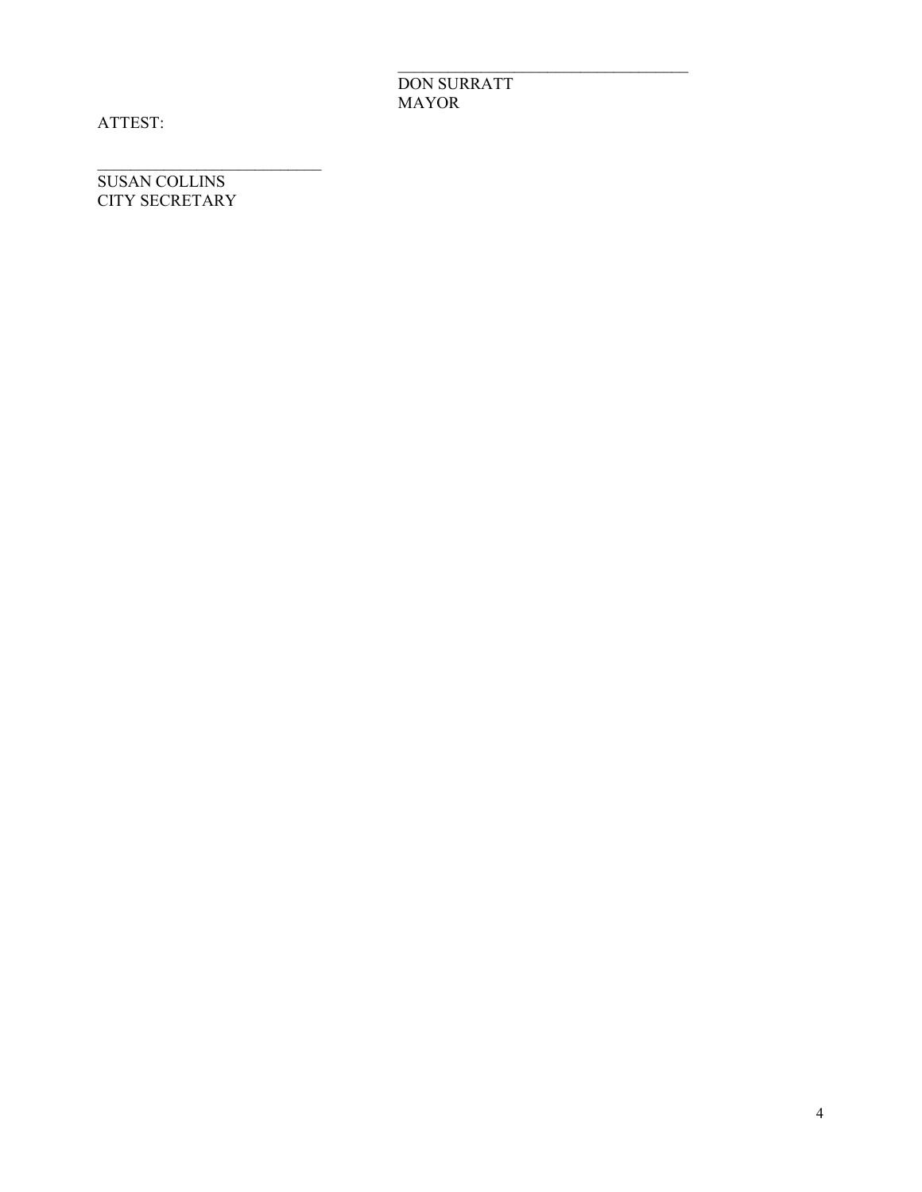\_\_\_\_\_\_\_\_\_\_\_\_\_\_\_\_\_\_\_\_\_\_\_\_\_\_\_\_\_\_\_\_\_\_\_\_\_\_

DON SURRATT
MAYOR

ATTEST:

\_\_\_\_\_\_\_\_\_\_\_\_\_\_\_\_\_\_\_\_\_\_\_\_\_\_\_\_\_\_

SUSAN COLLINS
CITY SECRETARY